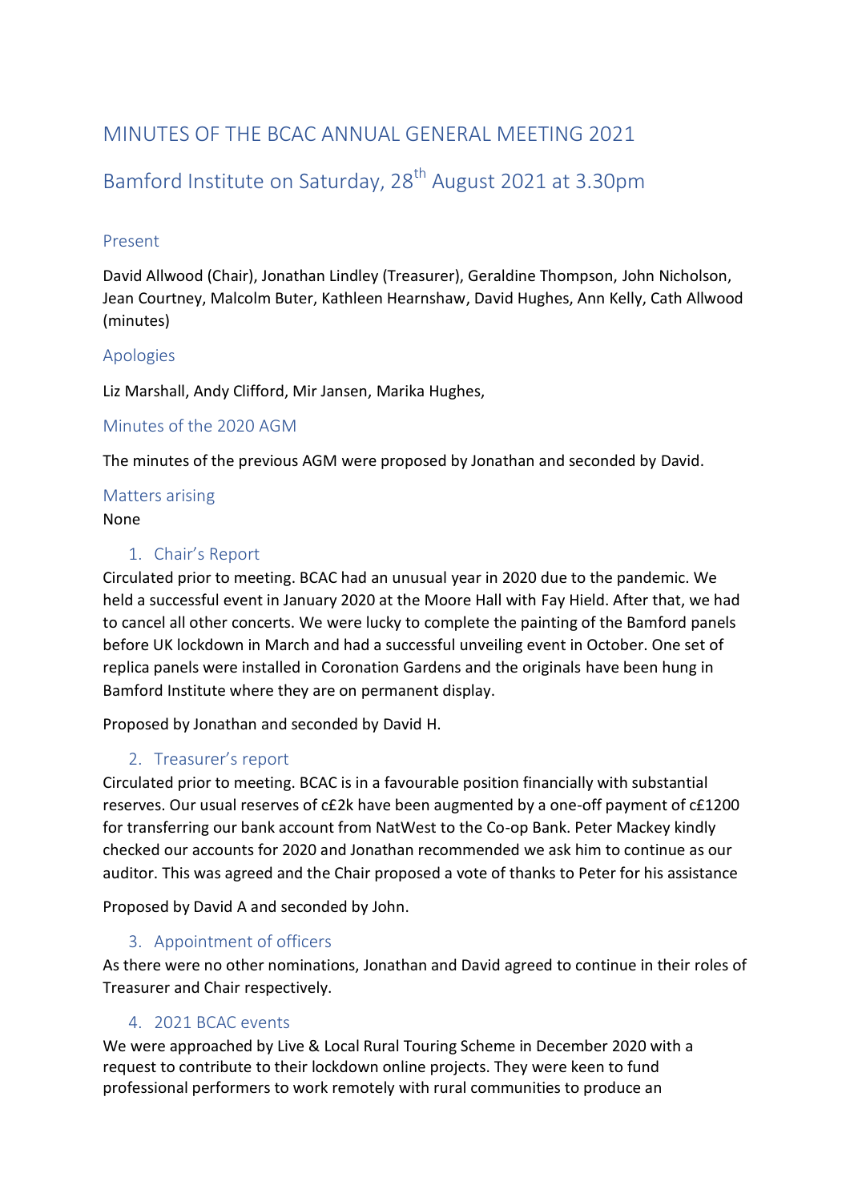# MINUTES OF THE BCAC ANNUAL GENERAL MEETING 2021

## Bamford Institute on Saturday, 28th August 2021 at 3.30pm

### Present

David Allwood (Chair), Jonathan Lindley (Treasurer), Geraldine Thompson, John Nicholson, Jean Courtney, Malcolm Buter, Kathleen Hearnshaw, David Hughes, Ann Kelly, Cath Allwood (minutes)

### Apologies

Liz Marshall, Andy Clifford, Mir Jansen, Marika Hughes,

### Minutes of the 2020 AGM

The minutes of the previous AGM were proposed by Jonathan and seconded by David.

### Matters arising

None

### 1. Chair's Report

Circulated prior to meeting. BCAC had an unusual year in 2020 due to the pandemic. We held a successful event in January 2020 at the Moore Hall with Fay Hield. After that, we had to cancel all other concerts. We were lucky to complete the painting of the Bamford panels before UK lockdown in March and had a successful unveiling event in October. One set of replica panels were installed in Coronation Gardens and the originals have been hung in Bamford Institute where they are on permanent display.

Proposed by Jonathan and seconded by David H.

### 2. Treasurer's report

Circulated prior to meeting. BCAC is in a favourable position financially with substantial reserves. Our usual reserves of c£2k have been augmented by a one-off payment of c£1200 for transferring our bank account from NatWest to the Co-op Bank. Peter Mackey kindly checked our accounts for 2020 and Jonathan recommended we ask him to continue as our auditor. This was agreed and the Chair proposed a vote of thanks to Peter for his assistance

Proposed by David A and seconded by John.

### 3. Appointment of officers

As there were no other nominations, Jonathan and David agreed to continue in their roles of Treasurer and Chair respectively.

### 4. 2021 BCAC events

We were approached by Live & Local Rural Touring Scheme in December 2020 with a request to contribute to their lockdown online projects. They were keen to fund professional performers to work remotely with rural communities to produce an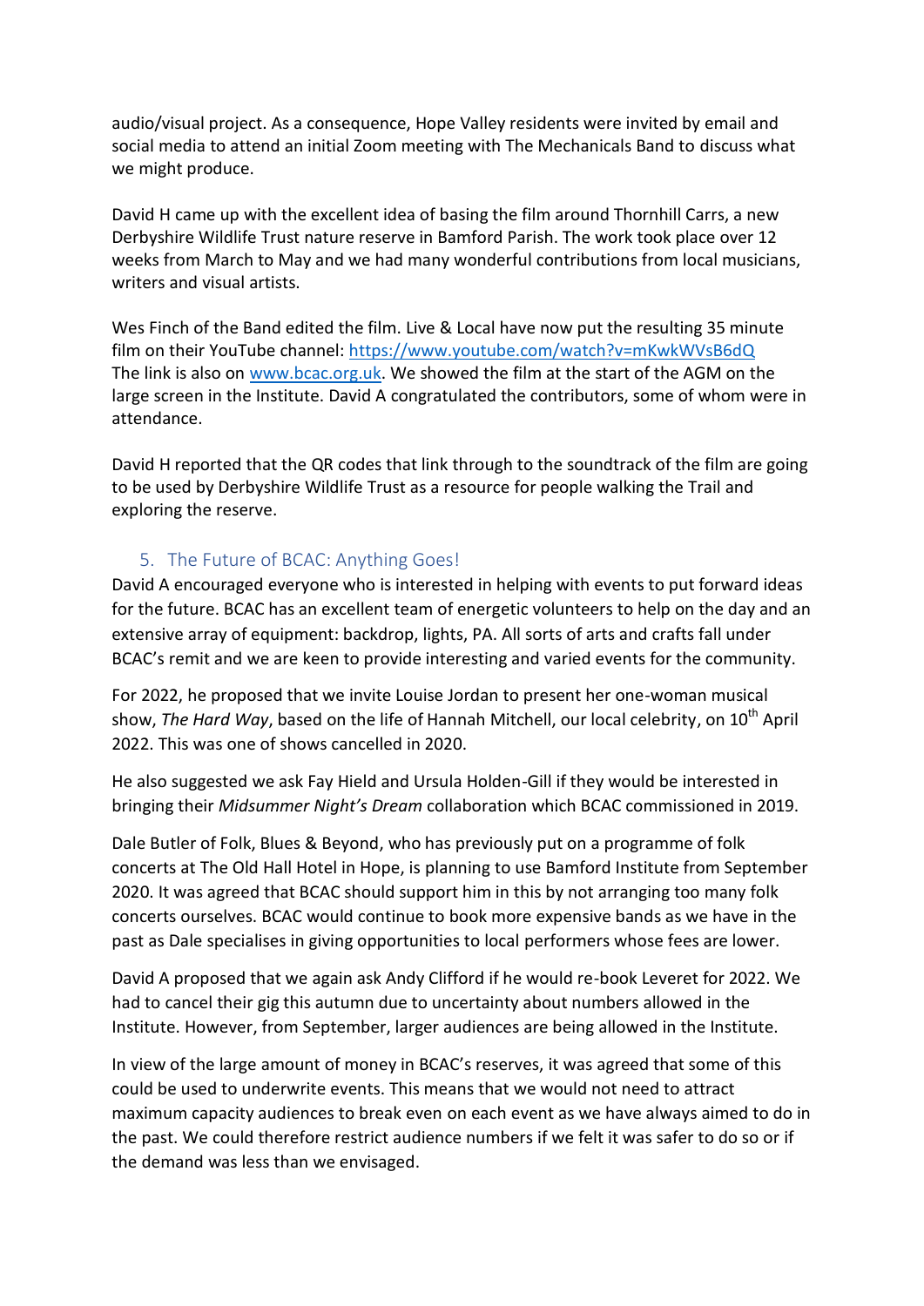audio/visual project. As a consequence, Hope Valley residents were invited by email and social media to attend an initial Zoom meeting with The Mechanicals Band to discuss what we might produce.

David H came up with the excellent idea of basing the film around Thornhill Carrs, a new Derbyshire Wildlife Trust nature reserve in Bamford Parish. The work took place over 12 weeks from March to May and we had many wonderful contributions from local musicians, writers and visual artists.

Wes Finch of the Band edited the film. Live & Local have now put the resulting 35 minute film on their YouTube channel: [https://www.youtube.com/watch?v=mKwkWVsB6dQ](https://www.youtube.com/watch?v=mKwkWVsB6dQ)
The link is also on [www.bcac.org.uk](http://www.bcac.org.uk). We showed the film at the start of the AGM on the large screen in the Institute. David A congratulated the contributors, some of whom were in attendance.

David H reported that the QR codes that link through to the soundtrack of the film are going to be used by Derbyshire Wildlife Trust as a resource for people walking the Trail and exploring the reserve.

## 5. The Future of BCAC: Anything Goes!

David A encouraged everyone who is interested in helping with events to put forward ideas for the future. BCAC has an excellent team of energetic volunteers to help on the day and an extensive array of equipment: backdrop, lights, PA. All sorts of arts and crafts fall under BCAC's remit and we are keen to provide interesting and varied events for the community.

For 2022, he proposed that we invite Louise Jordan to present her one-woman musical show, *The Hard Way*, based on the life of Hannah Mitchell, our local celebrity, on 10th April 2022. This was one of shows cancelled in 2020.

He also suggested we ask Fay Hield and Ursula Holden-Gill if they would be interested in bringing their *Midsummer Night's Dream* collaboration which BCAC commissioned in 2019.

Dale Butler of Folk, Blues & Beyond, who has previously put on a programme of folk concerts at The Old Hall Hotel in Hope, is planning to use Bamford Institute from September 2020. It was agreed that BCAC should support him in this by not arranging too many folk concerts ourselves. BCAC would continue to book more expensive bands as we have in the past as Dale specialises in giving opportunities to local performers whose fees are lower.

David A proposed that we again ask Andy Clifford if he would re-book Leveret for 2022. We had to cancel their gig this autumn due to uncertainty about numbers allowed in the Institute. However, from September, larger audiences are being allowed in the Institute.

In view of the large amount of money in BCAC's reserves, it was agreed that some of this could be used to underwrite events. This means that we would not need to attract maximum capacity audiences to break even on each event as we have always aimed to do in the past. We could therefore restrict audience numbers if we felt it was safer to do so or if the demand was less than we envisaged.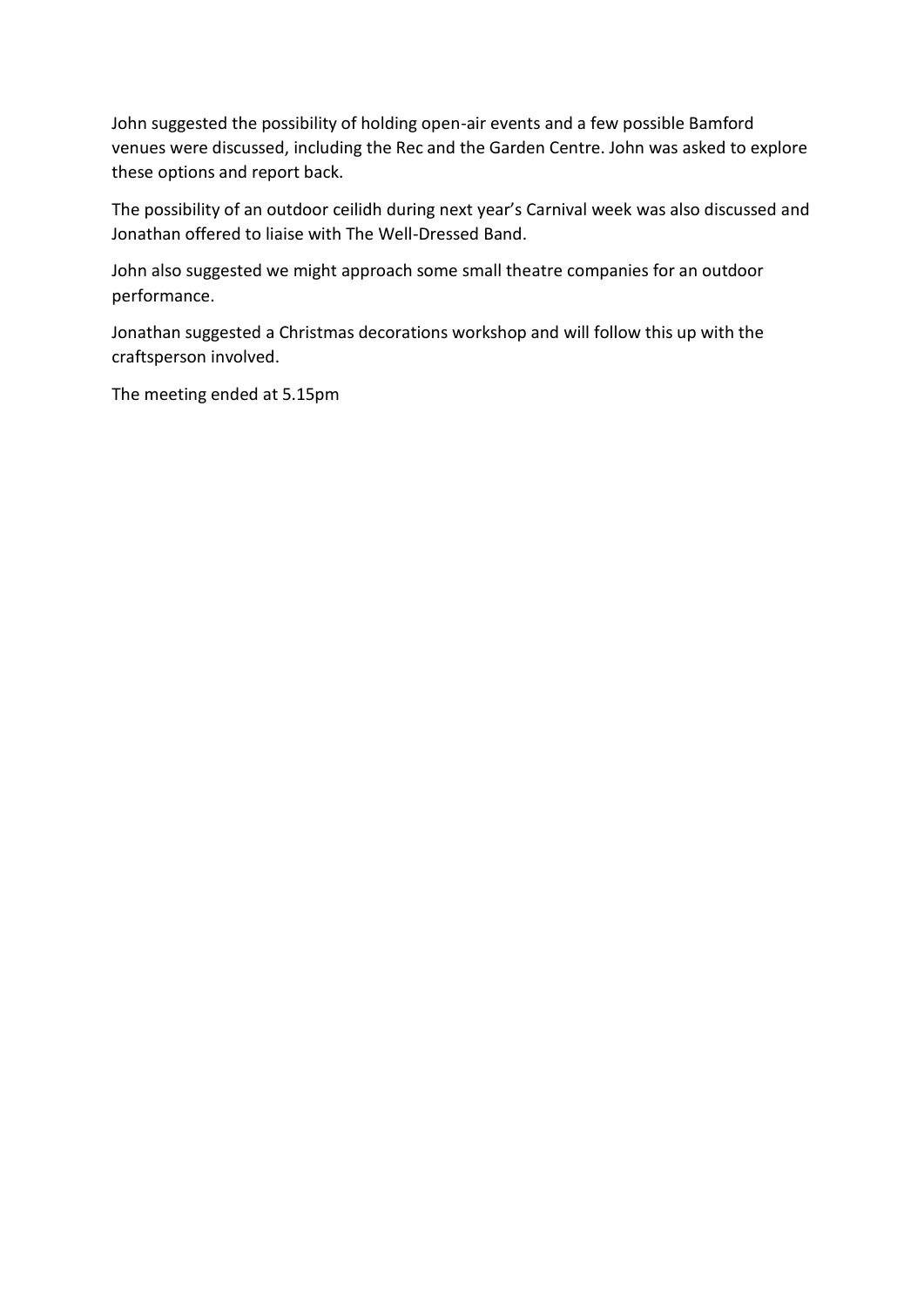John suggested the possibility of holding open-air events and a few possible Bamford venues were discussed, including the Rec and the Garden Centre. John was asked to explore these options and report back.

The possibility of an outdoor ceilidh during next year's Carnival week was also discussed and Jonathan offered to liaise with The Well-Dressed Band.

John also suggested we might approach some small theatre companies for an outdoor performance.

Jonathan suggested a Christmas decorations workshop and will follow this up with the craftsperson involved.

The meeting ended at 5.15pm